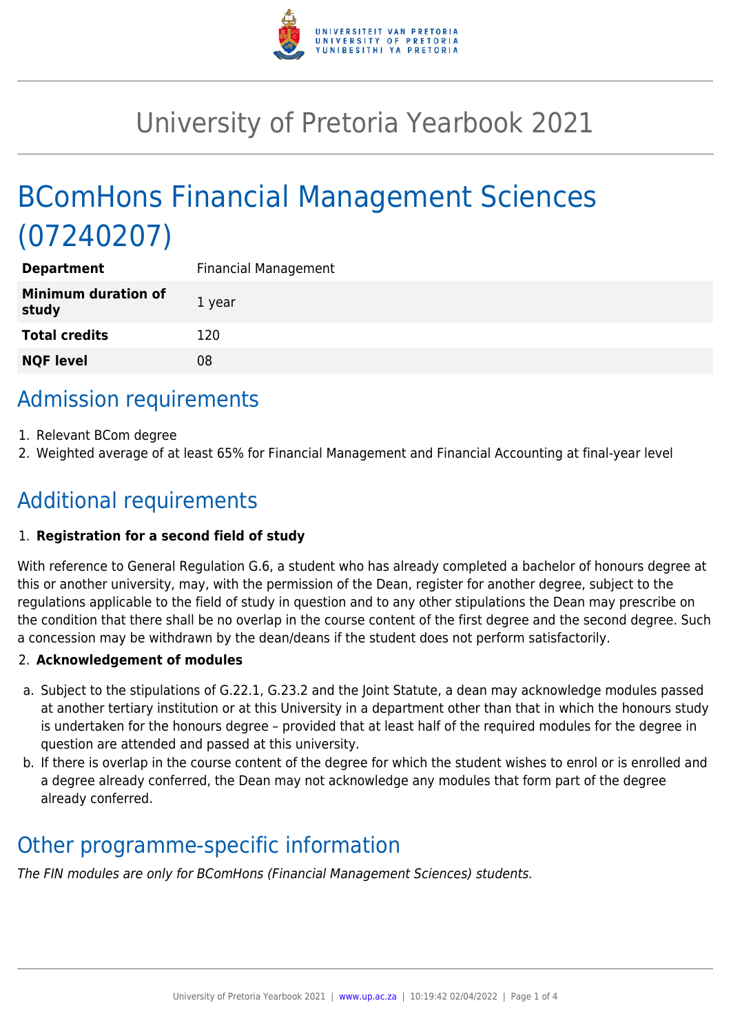# University of Pretoria Yearbook 2021

# BComHons Financial Management Sciences (07240207)

| | |
|---|---|
| **Department** | Financial Management |
| **Minimum duration of study** | 1 year |
| **Total credits** | 120 |
| **NQF level** | 08 |

## Admission requirements

1. Relevant BCom degree
2. Weighted average of at least 65% for Financial Management and Financial Accounting at final-year level

## Additional requirements

1. **Registration for a second field of study**

With reference to General Regulation G.6, a student who has already completed a bachelor of honours degree at this or another university, may, with the permission of the Dean, register for another degree, subject to the regulations applicable to the field of study in question and to any other stipulations the Dean may prescribe on the condition that there shall be no overlap in the course content of the first degree and the second degree. Such a concession may be withdrawn by the dean/deans if the student does not perform satisfactorily.

2. **Acknowledgement of modules**

a. Subject to the stipulations of G.22.1, G.23.2 and the Joint Statute, a dean may acknowledge modules passed at another tertiary institution or at this University in a department other than that in which the honours study is undertaken for the honours degree – provided that at least half of the required modules for the degree in question are attended and passed at this university.
b. If there is overlap in the course content of the degree for which the student wishes to enrol or is enrolled and a degree already conferred, the Dean may not acknowledge any modules that form part of the degree already conferred.

## Other programme-specific information

*The FIN modules are only for BComHons (Financial Management Sciences) students.*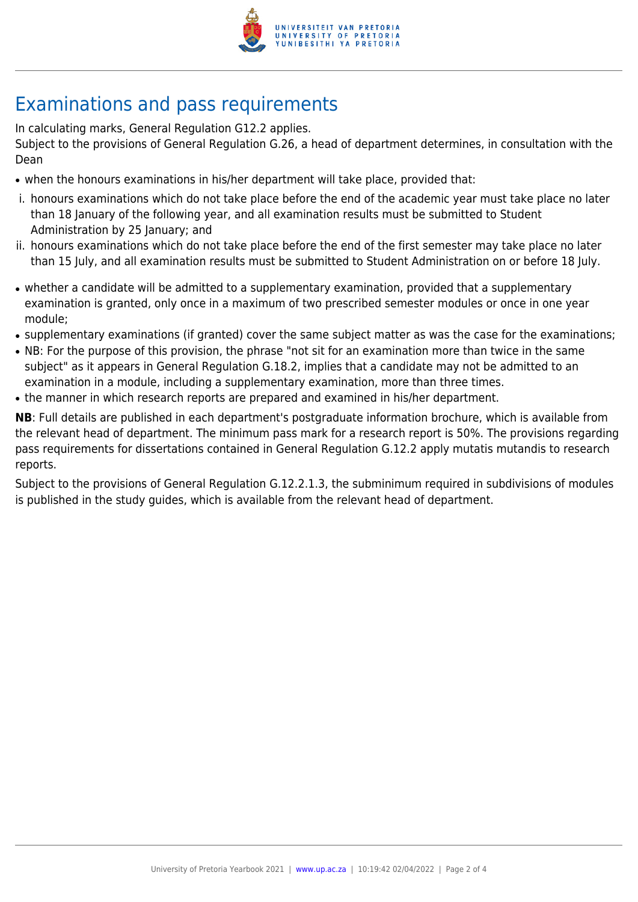# Examinations and pass requirements

In calculating marks, General Regulation G12.2 applies.
Subject to the provisions of General Regulation G.26, a head of department determines, in consultation with the Dean

- when the honours examinations in his/her department will take place, provided that:
  i. honours examinations which do not take place before the end of the academic year must take place no later than 18 January of the following year, and all examination results must be submitted to Student Administration by 25 January; and
  ii. honours examinations which do not take place before the end of the first semester may take place no later than 15 July, and all examination results must be submitted to Student Administration on or before 18 July.
- whether a candidate will be admitted to a supplementary examination, provided that a supplementary examination is granted, only once in a maximum of two prescribed semester modules or once in one year module;
- supplementary examinations (if granted) cover the same subject matter as was the case for the examinations;
- NB: For the purpose of this provision, the phrase "not sit for an examination more than twice in the same subject" as it appears in General Regulation G.18.2, implies that a candidate may not be admitted to an examination in a module, including a supplementary examination, more than three times.
- the manner in which research reports are prepared and examined in his/her department.

**NB**: Full details are published in each department's postgraduate information brochure, which is available from the relevant head of department. The minimum pass mark for a research report is 50%. The provisions regarding pass requirements for dissertations contained in General Regulation G.12.2 apply mutatis mutandis to research reports.

Subject to the provisions of General Regulation G.12.2.1.3, the subminimum required in subdivisions of modules is published in the study guides, which is available from the relevant head of department.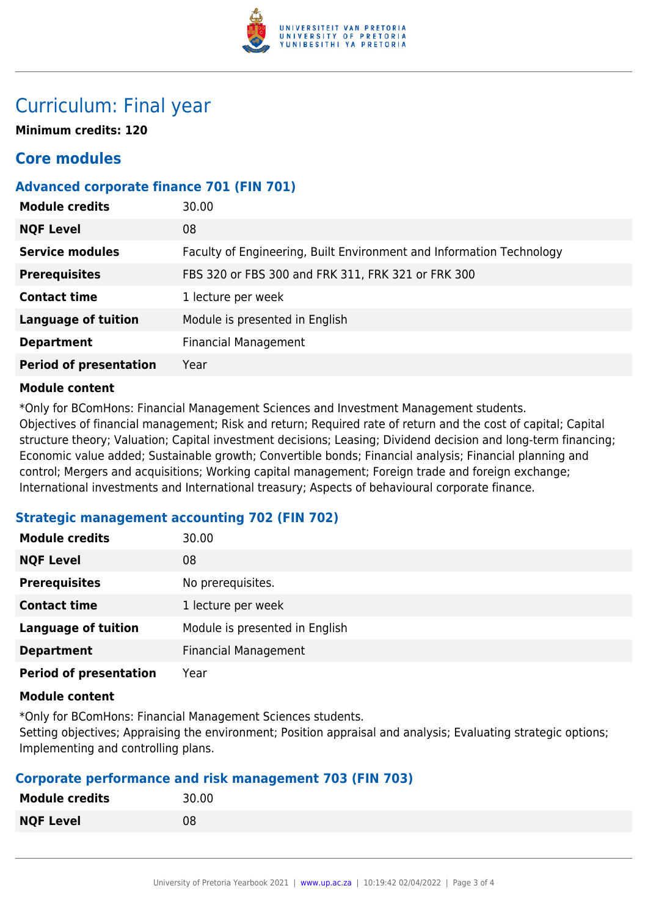# Curriculum: Final year

**Minimum credits: 120**

## Core modules

### Advanced corporate finance 701 (FIN 701)

| | |
|---|---|
| **Module credits** | 30.00 |
| **NQF Level** | 08 |
| **Service modules** | Faculty of Engineering, Built Environment and Information Technology |
| **Prerequisites** | FBS 320 or FBS 300 and FRK 311, FRK 321 or FRK 300 |
| **Contact time** | 1 lecture per week |
| **Language of tuition** | Module is presented in English |
| **Department** | Financial Management |
| **Period of presentation** | Year |

**Module content**

*Only for BComHons: Financial Management Sciences and Investment Management students.
Objectives of financial management; Risk and return; Required rate of return and the cost of capital; Capital structure theory; Valuation; Capital investment decisions; Leasing; Dividend decision and long-term financing; Economic value added; Sustainable growth; Convertible bonds; Financial analysis; Financial planning and control; Mergers and acquisitions; Working capital management; Foreign trade and foreign exchange; International investments and International treasury; Aspects of behavioural corporate finance.

### Strategic management accounting 702 (FIN 702)

| | |
|---|---|
| **Module credits** | 30.00 |
| **NQF Level** | 08 |
| **Prerequisites** | No prerequisites. |
| **Contact time** | 1 lecture per week |
| **Language of tuition** | Module is presented in English |
| **Department** | Financial Management |
| **Period of presentation** | Year |

**Module content**

*Only for BComHons: Financial Management Sciences students.
Setting objectives; Appraising the environment; Position appraisal and analysis; Evaluating strategic options; Implementing and controlling plans.

### Corporate performance and risk management 703 (FIN 703)

| | |
|---|---|
| **Module credits** | 30.00 |
| **NQF Level** | 08 |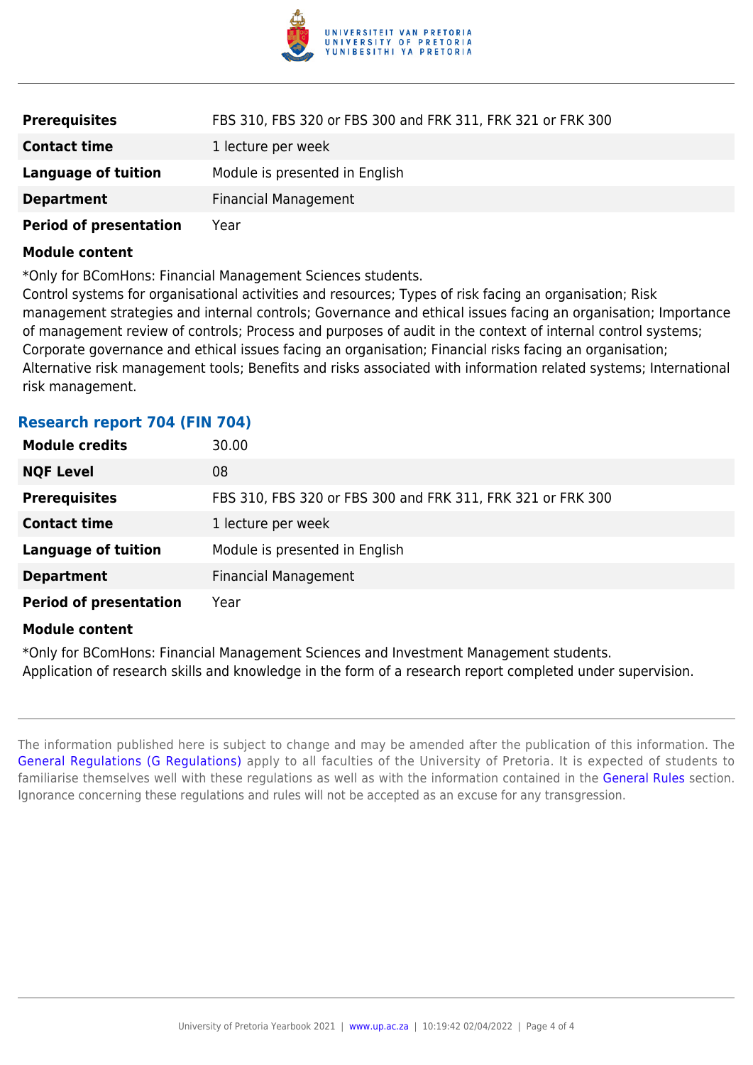| | |
|---|---|
| **Prerequisites** | FBS 310, FBS 320 or FBS 300 and FRK 311, FRK 321 or FRK 300 |
| **Contact time** | 1 lecture per week |
| **Language of tuition** | Module is presented in English |
| **Department** | Financial Management |
| **Period of presentation** | Year |

**Module content**

*Only for BComHons: Financial Management Sciences students.
Control systems for organisational activities and resources; Types of risk facing an organisation; Risk management strategies and internal controls; Governance and ethical issues facing an organisation; Importance of management review of controls; Process and purposes of audit in the context of internal control systems; Corporate governance and ethical issues facing an organisation; Financial risks facing an organisation; Alternative risk management tools; Benefits and risks associated with information related systems; International risk management.

### Research report 704 (FIN 704)

| | |
|---|---|
| **Module credits** | 30.00 |
| **NQF Level** | 08 |
| **Prerequisites** | FBS 310, FBS 320 or FBS 300 and FRK 311, FRK 321 or FRK 300 |
| **Contact time** | 1 lecture per week |
| **Language of tuition** | Module is presented in English |
| **Department** | Financial Management |
| **Period of presentation** | Year |

**Module content**

*Only for BComHons: Financial Management Sciences and Investment Management students.
Application of research skills and knowledge in the form of a research report completed under supervision.

The information published here is subject to change and may be amended after the publication of this information. The General Regulations (G Regulations) apply to all faculties of the University of Pretoria. It is expected of students to familiarise themselves well with these regulations as well as with the information contained in the General Rules section. Ignorance concerning these regulations and rules will not be accepted as an excuse for any transgression.